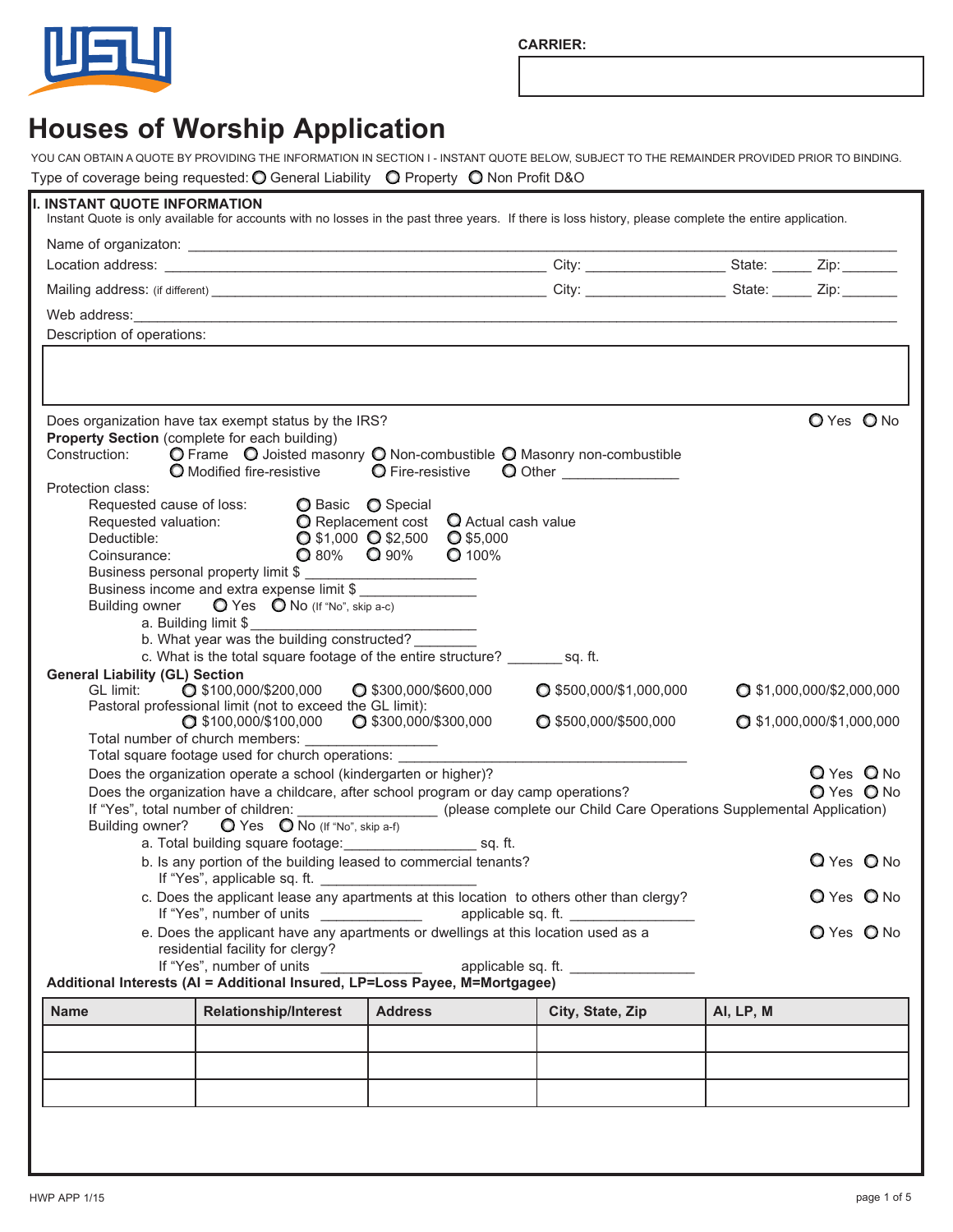CARRIER:

# Houses of Worship Application

YOU CAN OBTAIN A QUOTE BY PROVIDING THE INFORMATION IN SECTION I - INSTANT QUOTE BELOW, SUBJECT TO THE REMAINDER PROVIDED PRIOR TO BINDING.

Type of coverage being requested: ○ General Liability ○ Property ○ Non Profit D&O

## I. INSTANT QUOTE INFORMATION

Instant Quote is only available for accounts with no losses in the past three years. If there is loss history, please complete the entire application.

Name of organizaton: ______________________________

Location address: ______________________________ City: ____________ State: _____ Zip: _______

Mailing address: (if different) ______________________________ City: ____________ State: _____ Zip: _______

Web address: ______________________________

Description of operations:

Does organization have tax exempt status by the IRS? ○ Yes ○ No

**Property Section** (complete for each building)

Construction: ○ Frame ○ Joisted masonry ○ Non-combustible ○ Masonry non-combustible ○ Modified fire-resistive ○ Fire-resistive ○ Other _______________

Protection class:

- Requested cause of loss: ○ Basic ○ Special
- Requested valuation: ○ Replacement cost ○ Actual cash value
- Deductible: ○ $1,000 ○ $2,500 ○ $5,000
- Coinsurance: ○ 80% ○ 90% ○ 100%
- Business personal property limit $ ____________________
- Business income and extra expense limit $ ______________
- Building owner ○ Yes ○ No (If "No", skip a-c)
  - a. Building limit $ ____________________
  - b. What year was the building constructed? ________
  - c. What is the total square footage of the entire structure? _______ sq. ft.

**General Liability (GL) Section**

GL limit: ○ $100,000/$200,000 ○ $300,000/$600,000 ○ $500,000/$1,000,000 ○ $1,000,000/$2,000,000

Pastoral professional limit (not to exceed the GL limit): ○ $100,000/$100,000 ○ $300,000/$300,000 ○ $500,000/$500,000 ○ $1,000,000/$1,000,000

Total number of church members: _______________

Total square footage used for church operations: ______________________________

Does the organization operate a school (kindergarten or higher)? ○ Yes ○ No

Does the organization have a childcare, after school program or day camp operations? ○ Yes ○ No

If "Yes", total number of children: _______________ (please complete our Child Care Operations Supplemental Application)

Building owner? ○ Yes ○ No (If "No", skip a-f)

- a. Total building square footage: ________________ sq. ft.
- b. Is any portion of the building leased to commercial tenants? ○ Yes ○ No
  If "Yes", applicable sq. ft. ____________________
- c. Does the applicant lease any apartments at this location to others other than clergy? ○ Yes ○ No
  If "Yes", number of units ____________ applicable sq. ft. _______________
- e. Does the applicant have any apartments or dwellings at this location used as a residential facility for clergy? ○ Yes ○ No
  If "Yes", number of units ____________ applicable sq. ft. _______________

**Additional Interests (AI = Additional Insured, LP=Loss Payee, M=Mortgagee)**

| Name | Relationship/Interest | Address | City, State, Zip | AI, LP, M |
|---|---|---|---|---|
| | | | | |
| | | | | |
| | | | | |

HWP APP 1/15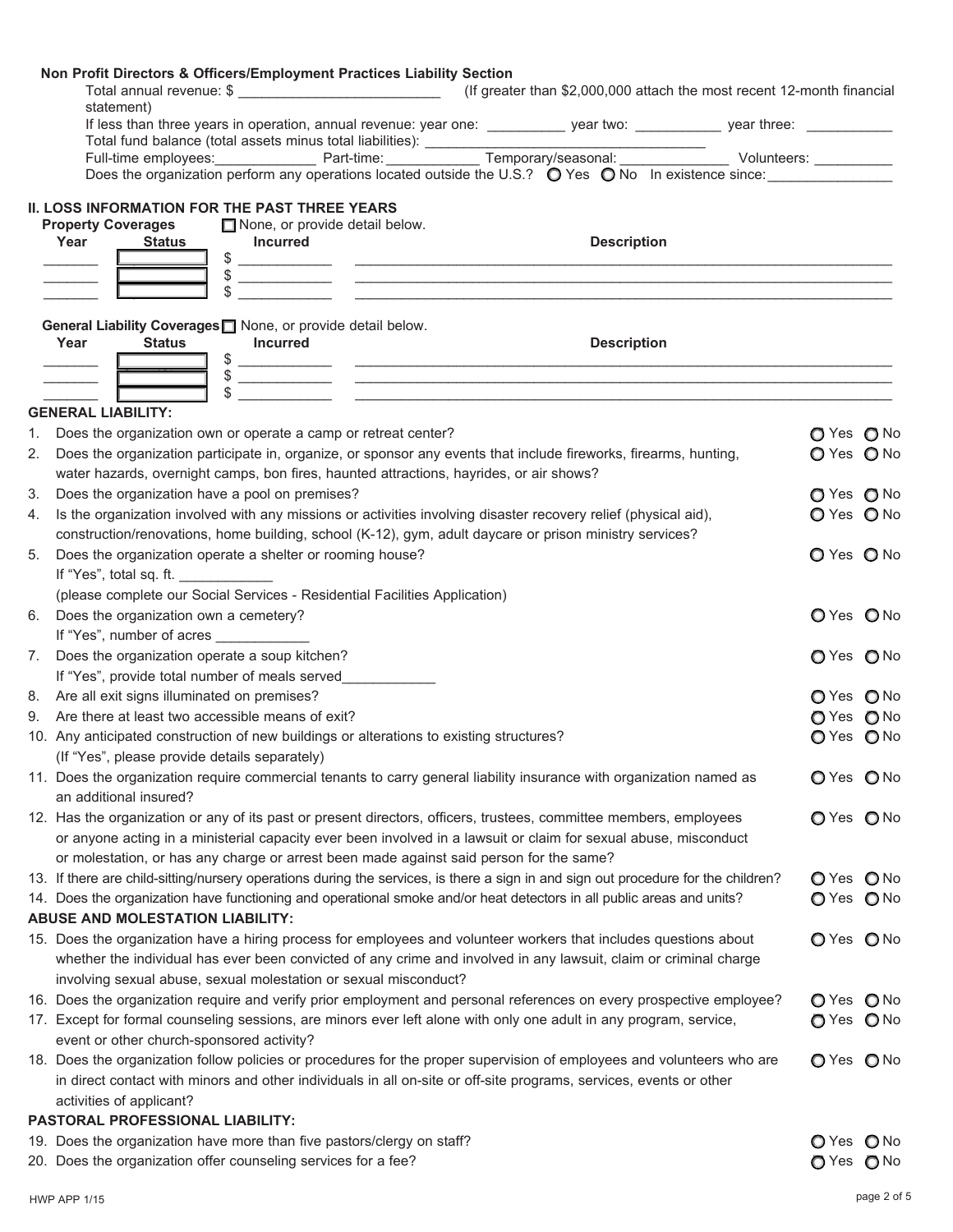### Non Profit Directors & Officers/Employment Practices Liability Section

Total annual revenue: $ __________________________ (If greater than $2,000,000 attach the most recent 12-month financial statement)

If less than three years in operation, annual revenue: year one: __________ year two: ___________ year three: ___________

Total fund balance (total assets minus total liabilities): ____________________________________

Full-time employees:_____________ Part-time: ____________ Temporary/seasonal: ______________ Volunteers: __________

Does the organization perform any operations located outside the U.S.? ○ Yes ○ No In existence since:________________

## II. LOSS INFORMATION FOR THE PAST THREE YEARS

**Property Coverages** ☐ None, or provide detail below.

| Year | Status | Incurred | Description |
|---|---|---|---|
| _______ | | $ ____________ | ______________________________ |
| _______ | | $ ____________ | ______________________________ |
| _______ | | $ ____________ | ______________________________ |

**General Liability Coverages** ☐ None, or provide detail below.

| Year | Status | Incurred | Description |
|---|---|---|---|
| _______ | | $ ____________ | ______________________________ |
| _______ | | $ ____________ | ______________________________ |
| _______ | | $ ____________ | ______________________________ |

**GENERAL LIABILITY:**

1. Does the organization own or operate a camp or retreat center? ○ Yes ○ No
2. Does the organization participate in, organize, or sponsor any events that include fireworks, firearms, hunting, water hazards, overnight camps, bon fires, haunted attractions, hayrides, or air shows? ○ Yes ○ No
3. Does the organization have a pool on premises? ○ Yes ○ No
4. Is the organization involved with any missions or activities involving disaster recovery relief (physical aid), construction/renovations, home building, school (K-12), gym, adult daycare or prison ministry services? ○ Yes ○ No
5. Does the organization operate a shelter or rooming house? ○ Yes ○ No
   If "Yes", total sq. ft. ____________
   (please complete our Social Services - Residential Facilities Application)
6. Does the organization own a cemetery? ○ Yes ○ No
   If "Yes", number of acres ____________
7. Does the organization operate a soup kitchen? ○ Yes ○ No
   If "Yes", provide total number of meals served____________
8. Are all exit signs illuminated on premises? ○ Yes ○ No
9. Are there at least two accessible means of exit? ○ Yes ○ No
10. Any anticipated construction of new buildings or alterations to existing structures? ○ Yes ○ No
    (If "Yes", please provide details separately)
11. Does the organization require commercial tenants to carry general liability insurance with organization named as an additional insured? ○ Yes ○ No
12. Has the organization or any of its past or present directors, officers, trustees, committee members, employees or anyone acting in a ministerial capacity ever been involved in a lawsuit or claim for sexual abuse, misconduct or molestation, or has any charge or arrest been made against said person for the same? ○ Yes ○ No
13. If there are child-sitting/nursery operations during the services, is there a sign in and sign out procedure for the children? ○ Yes ○ No
14. Does the organization have functioning and operational smoke and/or heat detectors in all public areas and units? ○ Yes ○ No

**ABUSE AND MOLESTATION LIABILITY:**

15. Does the organization have a hiring process for employees and volunteer workers that includes questions about whether the individual has ever been convicted of any crime and involved in any lawsuit, claim or criminal charge involving sexual abuse, sexual molestation or sexual misconduct? ○ Yes ○ No
16. Does the organization require and verify prior employment and personal references on every prospective employee? ○ Yes ○ No
17. Except for formal counseling sessions, are minors ever left alone with only one adult in any program, service, event or other church-sponsored activity? ○ Yes ○ No
18. Does the organization follow policies or procedures for the proper supervision of employees and volunteers who are in direct contact with minors and other individuals in all on-site or off-site programs, services, events or other activities of applicant? ○ Yes ○ No

**PASTORAL PROFESSIONAL LIABILITY:**

19. Does the organization have more than five pastors/clergy on staff? ○ Yes ○ No
20. Does the organization offer counseling services for a fee? ○ Yes ○ No

HWP APP 1/15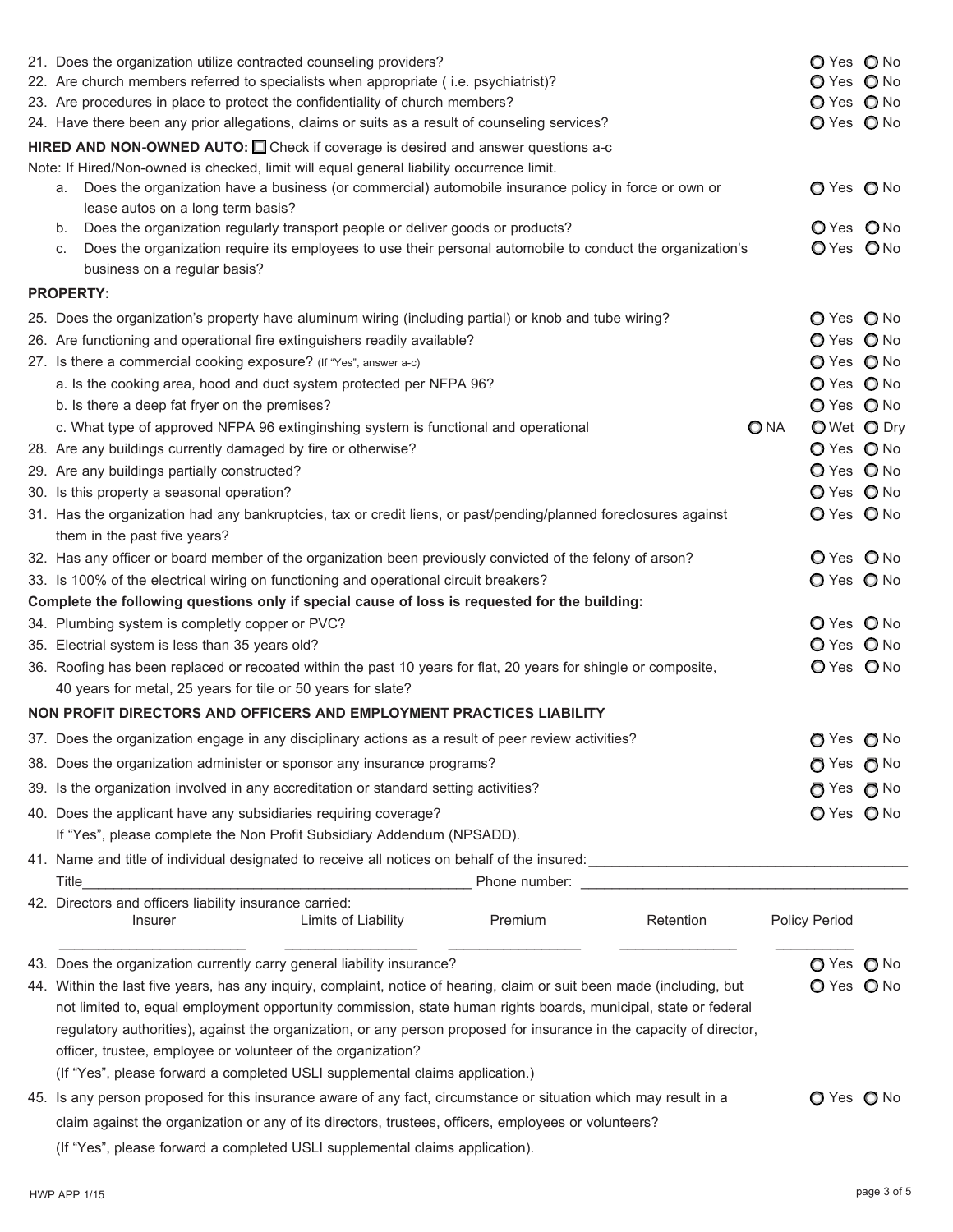21. Does the organization utilize contracted counseling providers? ○ Yes ○ No
22. Are church members referred to specialists when appropriate ( i.e. psychiatrist)? ○ Yes ○ No
23. Are procedures in place to protect the confidentiality of church members? ○ Yes ○ No
24. Have there been any prior allegations, claims or suits as a result of counseling services? ○ Yes ○ No

**HIRED AND NON-OWNED AUTO:** ☐ Check if coverage is desired and answer questions a-c

Note: If Hired/Non-owned is checked, limit will equal general liability occurrence limit.

a. Does the organization have a business (or commercial) automobile insurance policy in force or own or lease autos on a long term basis? ○ Yes ○ No
b. Does the organization regularly transport people or deliver goods or products? ○ Yes ○ No
c. Does the organization require its employees to use their personal automobile to conduct the organization's business on a regular basis? ○ Yes ○ No

**PROPERTY:**

25. Does the organization's property have aluminum wiring (including partial) or knob and tube wiring? ○ Yes ○ No
26. Are functioning and operational fire extinguishers readily available? ○ Yes ○ No
27. Is there a commercial cooking exposure? (If "Yes", answer a-c) ○ Yes ○ No
    a. Is the cooking area, hood and duct system protected per NFPA 96? ○ Yes ○ No
    b. Is there a deep fat fryer on the premises? ○ Yes ○ No
    c. What type of approved NFPA 96 extinginshing system is functional and operational ○ NA ○ Wet ○ Dry
28. Are any buildings currently damaged by fire or otherwise? ○ Yes ○ No
29. Are any buildings partially constructed? ○ Yes ○ No
30. Is this property a seasonal operation? ○ Yes ○ No
31. Has the organization had any bankruptcies, tax or credit liens, or past/pending/planned foreclosures against them in the past five years? ○ Yes ○ No
32. Has any officer or board member of the organization been previously convicted of the felony of arson? ○ Yes ○ No
33. Is 100% of the electrical wiring on functioning and operational circuit breakers? ○ Yes ○ No

**Complete the following questions only if special cause of loss is requested for the building:**

34. Plumbing system is completly copper or PVC? ○ Yes ○ No
35. Electrial system is less than 35 years old? ○ Yes ○ No
36. Roofing has been replaced or recoated within the past 10 years for flat, 20 years for shingle or composite, 40 years for metal, 25 years for tile or 50 years for slate? ○ Yes ○ No

**NON PROFIT DIRECTORS AND OFFICERS AND EMPLOYMENT PRACTICES LIABILITY**

37. Does the organization engage in any disciplinary actions as a result of peer review activities? ○ Yes ○ No
38. Does the organization administer or sponsor any insurance programs? ○ Yes ○ No
39. Is the organization involved in any accreditation or standard setting activities? ○ Yes ○ No
40. Does the applicant have any subsidiaries requiring coverage? ○ Yes ○ No
    If "Yes", please complete the Non Profit Subsidiary Addendum (NPSADD).
41. Name and title of individual designated to receive all notices on behalf of the insured:_______________
    Title_______________ Phone number: _______________
42. Directors and officers liability insurance carried:

| Insurer | Limits of Liability | Premium | Retention | Policy Period |
|---|---|---|---|---|
| | | | | |

43. Does the organization currently carry general liability insurance? ○ Yes ○ No
44. Within the last five years, has any inquiry, complaint, notice of hearing, claim or suit been made (including, but not limited to, equal employment opportunity commission, state human rights boards, municipal, state or federal regulatory authorities), against the organization, or any person proposed for insurance in the capacity of director, officer, trustee, employee or volunteer of the organization? ○ Yes ○ No
    (If "Yes", please forward a completed USLI supplemental claims application.)
45. Is any person proposed for this insurance aware of any fact, circumstance or situation which may result in a claim against the organization or any of its directors, trustees, officers, employees or volunteers? ○ Yes ○ No
    (If "Yes", please forward a completed USLI supplemental claims application).

HWP APP 1/15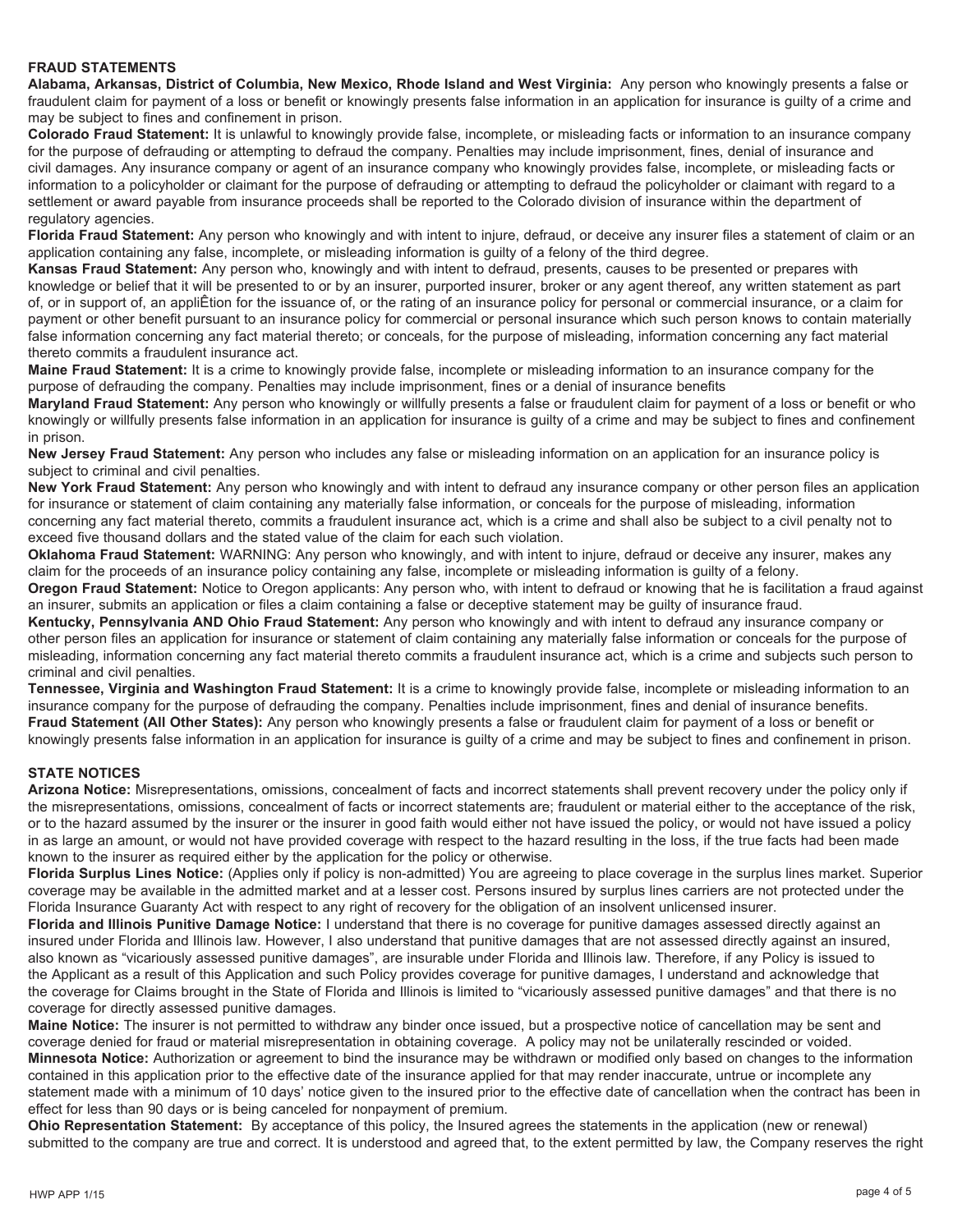**FRAUD STATEMENTS**

**Alabama, Arkansas, District of Columbia, New Mexico, Rhode Island and West Virginia:** Any person who knowingly presents a false or fraudulent claim for payment of a loss or benefit or knowingly presents false information in an application for insurance is guilty of a crime and may be subject to fines and confinement in prison.

**Colorado Fraud Statement:** It is unlawful to knowingly provide false, incomplete, or misleading facts or information to an insurance company for the purpose of defrauding or attempting to defraud the company. Penalties may include imprisonment, fines, denial of insurance and civil damages. Any insurance company or agent of an insurance company who knowingly provides false, incomplete, or misleading facts or information to a policyholder or claimant for the purpose of defrauding or attempting to defraud the policyholder or claimant with regard to a settlement or award payable from insurance proceeds shall be reported to the Colorado division of insurance within the department of regulatory agencies.

**Florida Fraud Statement:** Any person who knowingly and with intent to injure, defraud, or deceive any insurer files a statement of claim or an application containing any false, incomplete, or misleading information is guilty of a felony of the third degree.

**Kansas Fraud Statement:** Any person who, knowingly and with intent to defraud, presents, causes to be presented or prepares with knowledge or belief that it will be presented to or by an insurer, purported insurer, broker or any agent thereof, any written statement as part of, or in support of, an appliÊtion for the issuance of, or the rating of an insurance policy for personal or commercial insurance, or a claim for payment or other benefit pursuant to an insurance policy for commercial or personal insurance which such person knows to contain materially false information concerning any fact material thereto; or conceals, for the purpose of misleading, information concerning any fact material thereto commits a fraudulent insurance act.

**Maine Fraud Statement:** It is a crime to knowingly provide false, incomplete or misleading information to an insurance company for the purpose of defrauding the company. Penalties may include imprisonment, fines or a denial of insurance benefits

**Maryland Fraud Statement:** Any person who knowingly or willfully presents a false or fraudulent claim for payment of a loss or benefit or who knowingly or willfully presents false information in an application for insurance is guilty of a crime and may be subject to fines and confinement in prison.

**New Jersey Fraud Statement:** Any person who includes any false or misleading information on an application for an insurance policy is subject to criminal and civil penalties.

**New York Fraud Statement:** Any person who knowingly and with intent to defraud any insurance company or other person files an application for insurance or statement of claim containing any materially false information, or conceals for the purpose of misleading, information concerning any fact material thereto, commits a fraudulent insurance act, which is a crime and shall also be subject to a civil penalty not to exceed five thousand dollars and the stated value of the claim for each such violation.

**Oklahoma Fraud Statement:** WARNING: Any person who knowingly, and with intent to injure, defraud or deceive any insurer, makes any claim for the proceeds of an insurance policy containing any false, incomplete or misleading information is guilty of a felony.

**Oregon Fraud Statement:** Notice to Oregon applicants: Any person who, with intent to defraud or knowing that he is facilitation a fraud against an insurer, submits an application or files a claim containing a false or deceptive statement may be guilty of insurance fraud.

**Kentucky, Pennsylvania AND Ohio Fraud Statement:** Any person who knowingly and with intent to defraud any insurance company or other person files an application for insurance or statement of claim containing any materially false information or conceals for the purpose of misleading, information concerning any fact material thereto commits a fraudulent insurance act, which is a crime and subjects such person to criminal and civil penalties.

**Tennessee, Virginia and Washington Fraud Statement:** It is a crime to knowingly provide false, incomplete or misleading information to an insurance company for the purpose of defrauding the company. Penalties include imprisonment, fines and denial of insurance benefits.

**Fraud Statement (All Other States):** Any person who knowingly presents a false or fraudulent claim for payment of a loss or benefit or knowingly presents false information in an application for insurance is guilty of a crime and may be subject to fines and confinement in prison.

**STATE NOTICES**

**Arizona Notice:** Misrepresentations, omissions, concealment of facts and incorrect statements shall prevent recovery under the policy only if the misrepresentations, omissions, concealment of facts or incorrect statements are; fraudulent or material either to the acceptance of the risk, or to the hazard assumed by the insurer or the insurer in good faith would either not have issued the policy, or would not have issued a policy in as large an amount, or would not have provided coverage with respect to the hazard resulting in the loss, if the true facts had been made known to the insurer as required either by the application for the policy or otherwise.

**Florida Surplus Lines Notice:** (Applies only if policy is non-admitted) You are agreeing to place coverage in the surplus lines market. Superior coverage may be available in the admitted market and at a lesser cost. Persons insured by surplus lines carriers are not protected under the Florida Insurance Guaranty Act with respect to any right of recovery for the obligation of an insolvent unlicensed insurer.

**Florida and Illinois Punitive Damage Notice:** I understand that there is no coverage for punitive damages assessed directly against an insured under Florida and Illinois law. However, I also understand that punitive damages that are not assessed directly against an insured, also known as "vicariously assessed punitive damages", are insurable under Florida and Illinois law. Therefore, if any Policy is issued to the Applicant as a result of this Application and such Policy provides coverage for punitive damages, I understand and acknowledge that the coverage for Claims brought in the State of Florida and Illinois is limited to "vicariously assessed punitive damages" and that there is no coverage for directly assessed punitive damages.

**Maine Notice:** The insurer is not permitted to withdraw any binder once issued, but a prospective notice of cancellation may be sent and coverage denied for fraud or material misrepresentation in obtaining coverage. A policy may not be unilaterally rescinded or voided.

**Minnesota Notice:** Authorization or agreement to bind the insurance may be withdrawn or modified only based on changes to the information contained in this application prior to the effective date of the insurance applied for that may render inaccurate, untrue or incomplete any statement made with a minimum of 10 days' notice given to the insured prior to the effective date of cancellation when the contract has been in effect for less than 90 days or is being canceled for nonpayment of premium.

**Ohio Representation Statement:** By acceptance of this policy, the Insured agrees the statements in the application (new or renewal) submitted to the company are true and correct. It is understood and agreed that, to the extent permitted by law, the Company reserves the right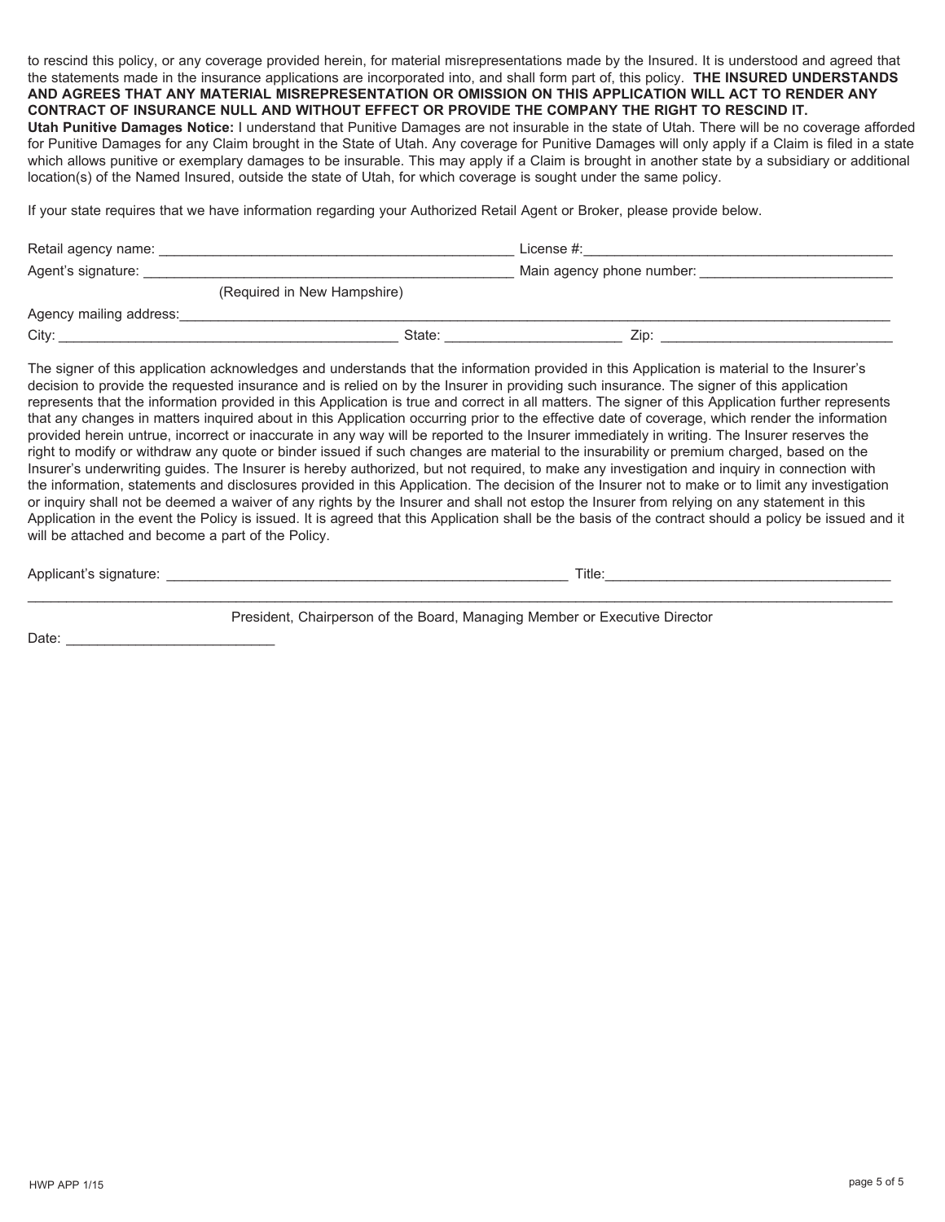to rescind this policy, or any coverage provided herein, for material misrepresentations made by the Insured. It is understood and agreed that the statements made in the insurance applications are incorporated into, and shall form part of, this policy. **THE INSURED UNDERSTANDS AND AGREES THAT ANY MATERIAL MISREPRESENTATION OR OMISSION ON THIS APPLICATION WILL ACT TO RENDER ANY CONTRACT OF INSURANCE NULL AND WITHOUT EFFECT OR PROVIDE THE COMPANY THE RIGHT TO RESCIND IT.**

**Utah Punitive Damages Notice:** I understand that Punitive Damages are not insurable in the state of Utah. There will be no coverage afforded for Punitive Damages for any Claim brought in the State of Utah. Any coverage for Punitive Damages will only apply if a Claim is filed in a state which allows punitive or exemplary damages to be insurable. This may apply if a Claim is brought in another state by a subsidiary or additional location(s) of the Named Insured, outside the state of Utah, for which coverage is sought under the same policy.

If your state requires that we have information regarding your Authorized Retail Agent or Broker, please provide below.

Retail agency name: ______________________________ License #: ______________________________

Agent's signature: ______________________________ Main agency phone number: ______________________________

(Required in New Hampshire)

Agency mailing address: ______________________________________________________________

City: ______________________________ State: ____________________ Zip: ______________________________

The signer of this application acknowledges and understands that the information provided in this Application is material to the Insurer's decision to provide the requested insurance and is relied on by the Insurer in providing such insurance. The signer of this application represents that the information provided in this Application is true and correct in all matters. The signer of this Application further represents that any changes in matters inquired about in this Application occurring prior to the effective date of coverage, which render the information provided herein untrue, incorrect or inaccurate in any way will be reported to the Insurer immediately in writing. The Insurer reserves the right to modify or withdraw any quote or binder issued if such changes are material to the insurability or premium charged, based on the Insurer's underwriting guides. The Insurer is hereby authorized, but not required, to make any investigation and inquiry in connection with the information, statements and disclosures provided in this Application. The decision of the Insurer not to make or to limit any investigation or inquiry shall not be deemed a waiver of any rights by the Insurer and shall not estop the Insurer from relying on any statement in this Application in the event the Policy is issued. It is agreed that this Application shall be the basis of the contract should a policy be issued and it will be attached and become a part of the Policy.

Applicant's signature: ______________________________ Title: ______________________________

______________________________________________________________

President, Chairperson of the Board, Managing Member or Executive Director

Date: ______________________________

HWP APP 1/15